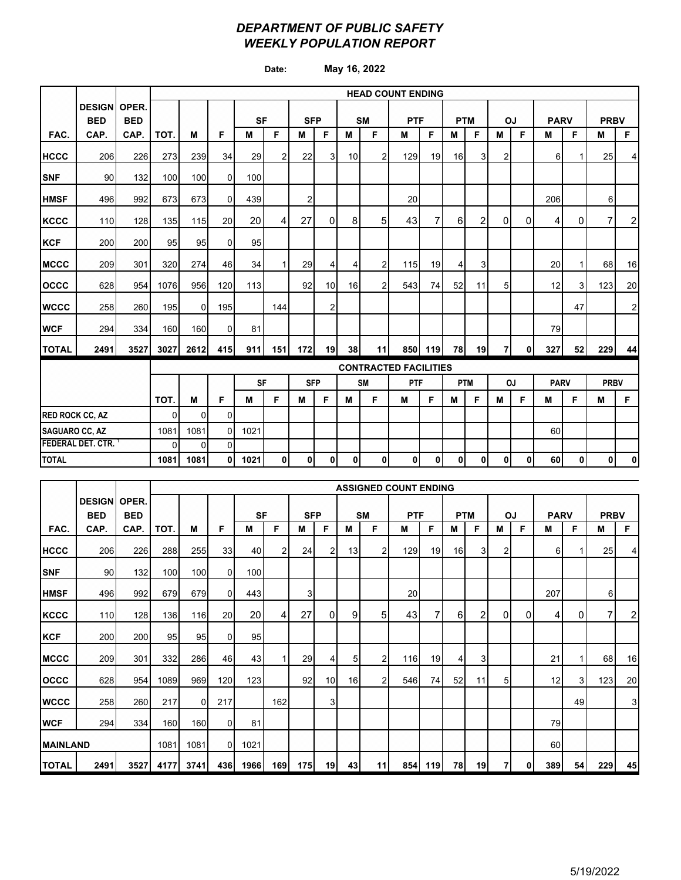# *DEPARTMENT OF PUBLIC SAFETY*
# *WEEKLY POPULATION REPORT*

**Date:** **May 16, 2022**

| | | | HEAD COUNT ENDING | | | | | | | | | | | | | | | | | | | |
|---|---|---|---|---|---|---|---|---|---|---|---|---|---|---|---|---|---|---|---|---|---|---|
| | DESIGN BED | OPER. BED | | | | SF | | SFP | | SM | | PTF | | PTM | | OJ | | PARV | | PRBV | |
| FAC. | CAP. | CAP. | TOT. | M | F | M | F | M | F | M | F | M | F | M | F | M | F | M | F | M | F |
| HCCC | 206 | 226 | 273 | 239 | 34 | 29 | 2 | 22 | 3 | 10 | 2 | 129 | 19 | 16 | 3 | 2 | | 6 | 1 | 25 | 4 |
| SNF | 90 | 132 | 100 | 100 | 0 | 100 | | | | | | | | | | | | | | | |
| HMSF | 496 | 992 | 673 | 673 | 0 | 439 | | 2 | | | | 20 | | | | | | 206 | | 6 | |
| KCCC | 110 | 128 | 135 | 115 | 20 | 20 | 4 | 27 | 0 | 8 | 5 | 43 | 7 | 6 | 2 | 0 | 0 | 4 | 0 | 7 | 2 |
| KCF | 200 | 200 | 95 | 95 | 0 | 95 | | | | | | | | | | | | | | | |
| MCCC | 209 | 301 | 320 | 274 | 46 | 34 | 1 | 29 | 4 | 4 | 2 | 115 | 19 | 4 | 3 | | | 20 | 1 | 68 | 16 |
| OCCC | 628 | 954 | 1076 | 956 | 120 | 113 | | 92 | 10 | 16 | 2 | 543 | 74 | 52 | 11 | 5 | | 12 | 3 | 123 | 20 |
| WCCC | 258 | 260 | 195 | 0 | 195 | | 144 | | 2 | | | | | | | | | | 47 | | 2 |
| WCF | 294 | 334 | 160 | 160 | 0 | 81 | | | | | | | | | | | | 79 | | | |
| **TOTAL** | **2491** | **3527** | **3027** | **2612** | **415** | **911** | **151** | **172** | **19** | **38** | **11** | **850** | **119** | **78** | **19** | **7** | **0** | **327** | **52** | **229** | **44** |

| | CONTRACTED FACILITIES | | | | | | | | | | | | | | | | | | |
|---|---|---|---|---|---|---|---|---|---|---|---|---|---|---|---|---|---|---|---|
| | | | | SF | | SFP | | SM | | PTF | | PTM | | OJ | | PARV | | PRBV | |
| | TOT. | M | F | M | F | M | F | M | F | M | F | M | F | M | F | M | F | M | F |
| RED ROCK CC, AZ | 0 | 0 | 0 | | | | | | | | | | | | | | | | |
| SAGUARO CC, AZ | 1081 | 1081 | 0 | 1021 | | | | | | | | | | | | 60 | | | |
| FEDERAL DET. CTR. [1] | 0 | 0 | 0 | | | | | | | | | | | | | | | | |
| **TOTAL** | **1081** | **1081** | **0** | **1021** | **0** | **0** | **0** | **0** | **0** | **0** | **0** | **0** | **0** | **0** | **0** | **60** | **0** | **0** | **0** |

| | | | ASSIGNED COUNT ENDING | | | | | | | | | | | | | | | | | | | |
|---|---|---|---|---|---|---|---|---|---|---|---|---|---|---|---|---|---|---|---|---|---|---|
| | DESIGN BED | OPER. BED | | | | SF | | SFP | | SM | | PTF | | PTM | | OJ | | PARV | | PRBV | |
| FAC. | CAP. | CAP. | TOT. | M | F | M | F | M | F | M | F | M | F | M | F | M | F | M | F | M | F |
| HCCC | 206 | 226 | 288 | 255 | 33 | 40 | 2 | 24 | 2 | 13 | 2 | 129 | 19 | 16 | 3 | 2 | | 6 | 1 | 25 | 4 |
| SNF | 90 | 132 | 100 | 100 | 0 | 100 | | | | | | | | | | | | | | | |
| HMSF | 496 | 992 | 679 | 679 | 0 | 443 | | 3 | | | | 20 | | | | | | 207 | | 6 | |
| KCCC | 110 | 128 | 136 | 116 | 20 | 20 | 4 | 27 | 0 | 9 | 5 | 43 | 7 | 6 | 2 | 0 | 0 | 4 | 0 | 7 | 2 |
| KCF | 200 | 200 | 95 | 95 | 0 | 95 | | | | | | | | | | | | | | | |
| MCCC | 209 | 301 | 332 | 286 | 46 | 43 | 1 | 29 | 4 | 5 | 2 | 116 | 19 | 4 | 3 | | | 21 | 1 | 68 | 16 |
| OCCC | 628 | 954 | 1089 | 969 | 120 | 123 | | 92 | 10 | 16 | 2 | 546 | 74 | 52 | 11 | 5 | | 12 | 3 | 123 | 20 |
| WCCC | 258 | 260 | 217 | 0 | 217 | | 162 | | 3 | | | | | | | | | | 49 | | 3 |
| WCF | 294 | 334 | 160 | 160 | 0 | 81 | | | | | | | | | | | | 79 | | | |
| MAINLAND | | | 1081 | 1081 | 0 | 1021 | | | | | | | | | | | | 60 | | | |
| **TOTAL** | **2491** | **3527** | **4177** | **3741** | **436** | **1966** | **169** | **175** | **19** | **43** | **11** | **854** | **119** | **78** | **19** | **7** | **0** | **389** | **54** | **229** | **45** |

5/19/2022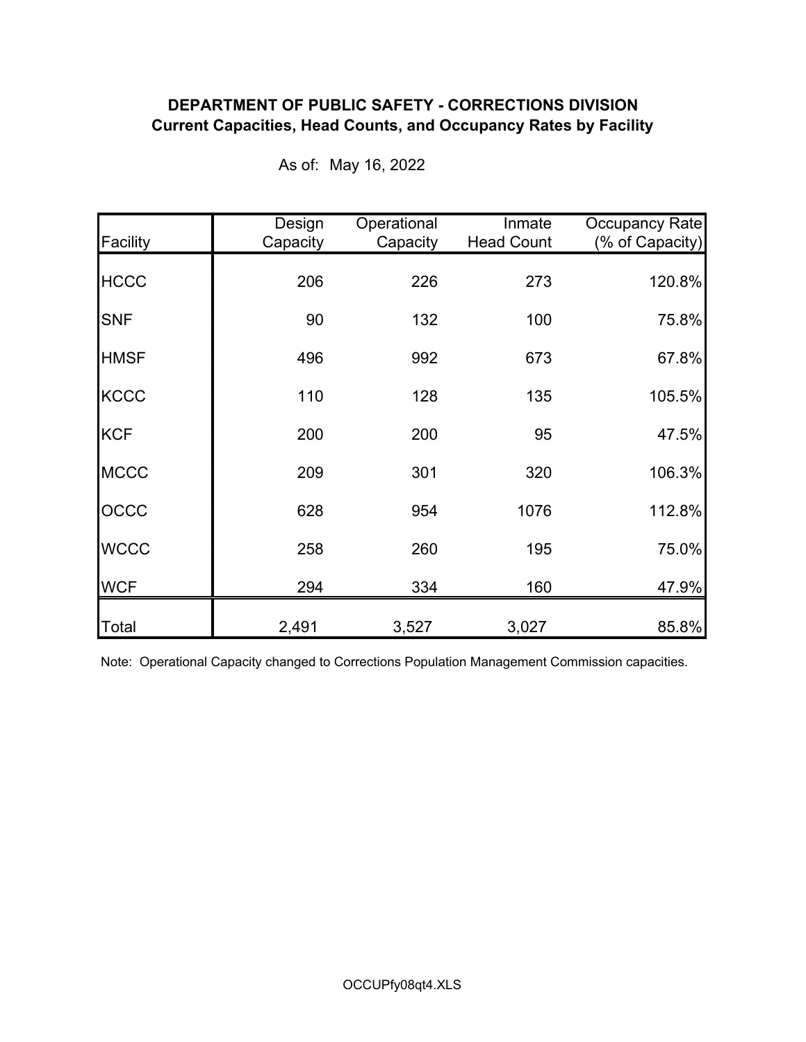**DEPARTMENT OF PUBLIC SAFETY - CORRECTIONS DIVISION**
**Current Capacities, Head Counts, and Occupancy Rates by Facility**

As of: May 16, 2022

| Facility | Design Capacity | Operational Capacity | Inmate Head Count | Occupancy Rate (% of Capacity) |
|---|---|---|---|---|
| HCCC | 206 | 226 | 273 | 120.8% |
| SNF | 90 | 132 | 100 | 75.8% |
| HMSF | 496 | 992 | 673 | 67.8% |
| KCCC | 110 | 128 | 135 | 105.5% |
| KCF | 200 | 200 | 95 | 47.5% |
| MCCC | 209 | 301 | 320 | 106.3% |
| OCCC | 628 | 954 | 1076 | 112.8% |
| WCCC | 258 | 260 | 195 | 75.0% |
| WCF | 294 | 334 | 160 | 47.9% |
| Total | 2,491 | 3,527 | 3,027 | 85.8% |

Note: Operational Capacity changed to Corrections Population Management Commission capacities.

OCCUPfy08qt4.XLS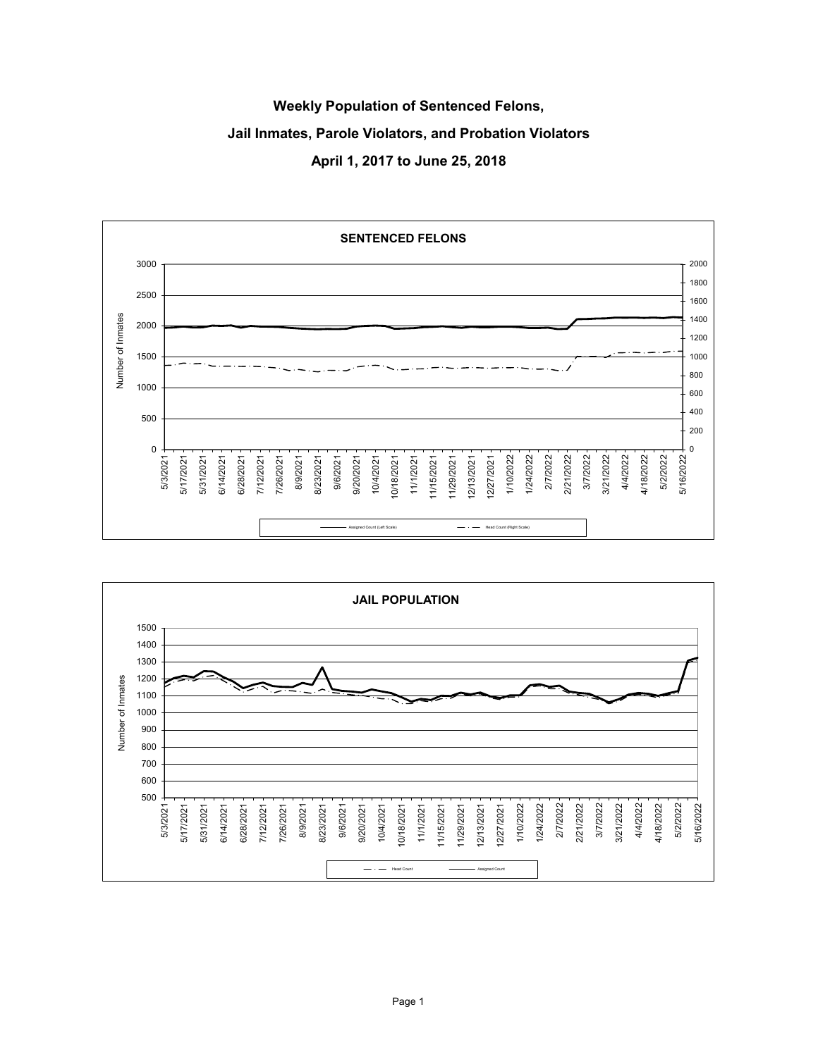# Weekly Population of Sentenced Felons,

# Jail Inmates, Parole Violators, and Probation Violators

# April 1, 2017 to June 25, 2018

**SENTENCED FELONS**

Number of Inmates

Assigned Count (Left Scale) — Head Count (Right Scale)

**JAIL POPULATION**

Number of Inmates

Head Count — Assigned Count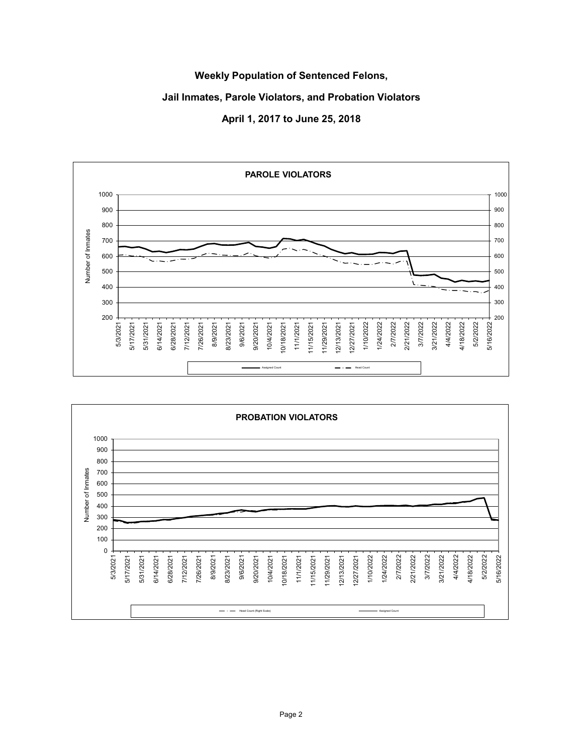**Weekly Population of Sentenced Felons,**

**Jail Inmates, Parole Violators, and Probation Violators**

**April 1, 2017 to June 25, 2018**

**PAROLE VIOLATORS**

Number of Inmates

1000
900
800
700
600
500
400
300
200

5/3/2021
5/17/2021
5/31/2021
6/14/2021
6/28/2021
7/12/2021
7/26/2021
8/9/2021
8/23/2021
9/6/2021
9/20/2021
10/4/2021
10/18/2021
11/1/2021
11/15/2021
11/29/2021
12/13/2021
12/27/2021
1/10/2022
1/24/2022
2/7/2022
2/21/2022
3/7/2022
3/21/2022
4/4/2022
4/18/2022
5/2/2022
5/16/2022

Assigned Count
Head Count

**PROBATION VIOLATORS**

Number of Inmates

1000
900
800
700
600
500
400
300
200
100
0

5/3/2021
5/17/2021
5/31/2021
6/14/2021
6/28/2021
7/12/2021
7/26/2021
8/9/2021
8/23/2021
9/6/2021
9/20/2021
10/4/2021
10/18/2021
11/1/2021
11/15/2021
11/29/2021
12/13/2021
12/27/2021
1/10/2022
1/24/2022
2/7/2022
2/21/2022
3/7/2022
3/21/2022
4/4/2022
4/18/2022
5/2/2022
5/16/2022

Head Count (Right Scale)
Assigned Count